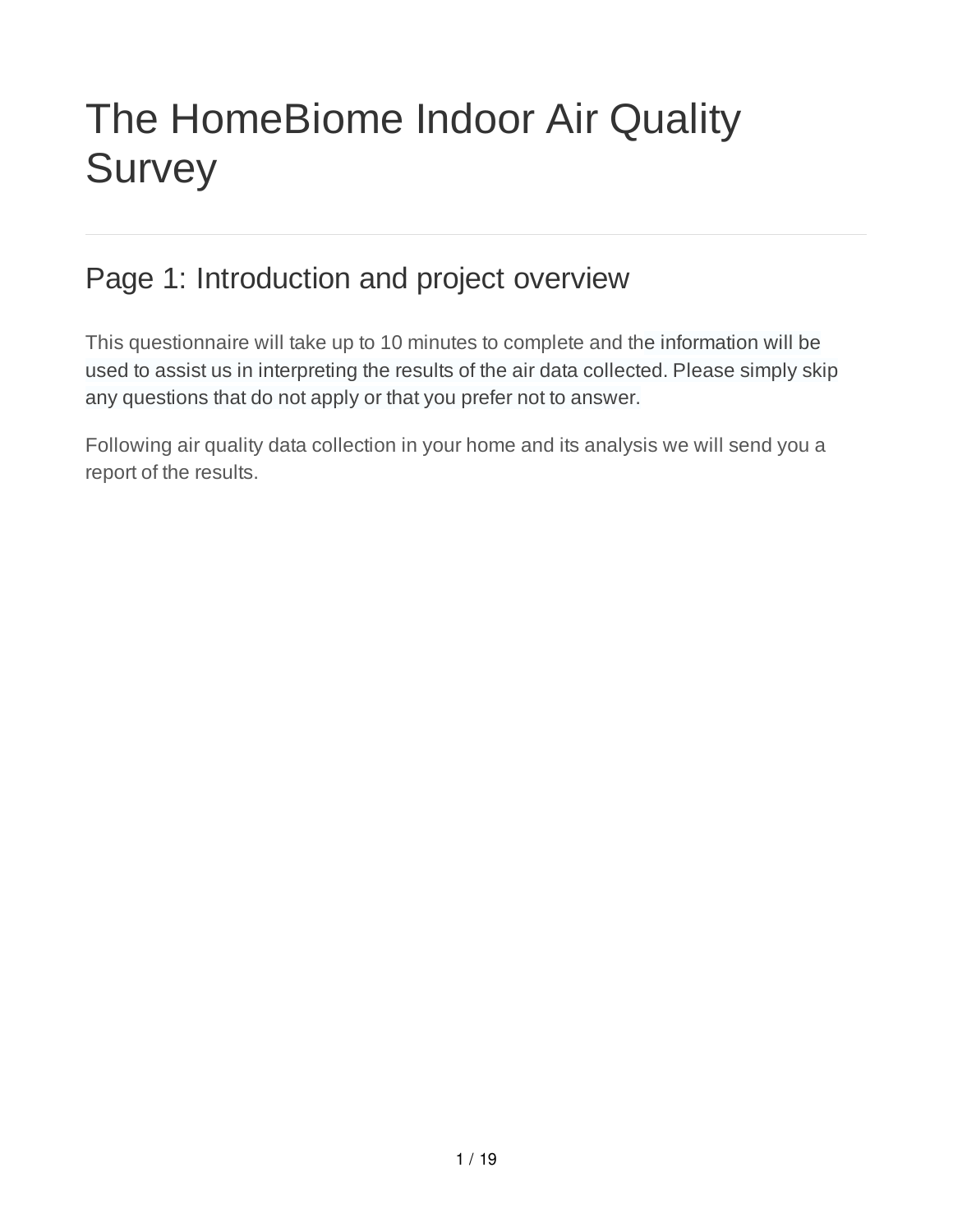# The HomeBiome Indoor Air Quality Survey

## Page 1: Introduction and project overview

This questionnaire will take up to 10 minutes to complete and the information will be used to assist us in interpreting the results of the air data collected. Please simply skip any questions that do not apply or that you prefer not to answer.

Following air quality data collection in your home and its analysis we will send you a report of the results.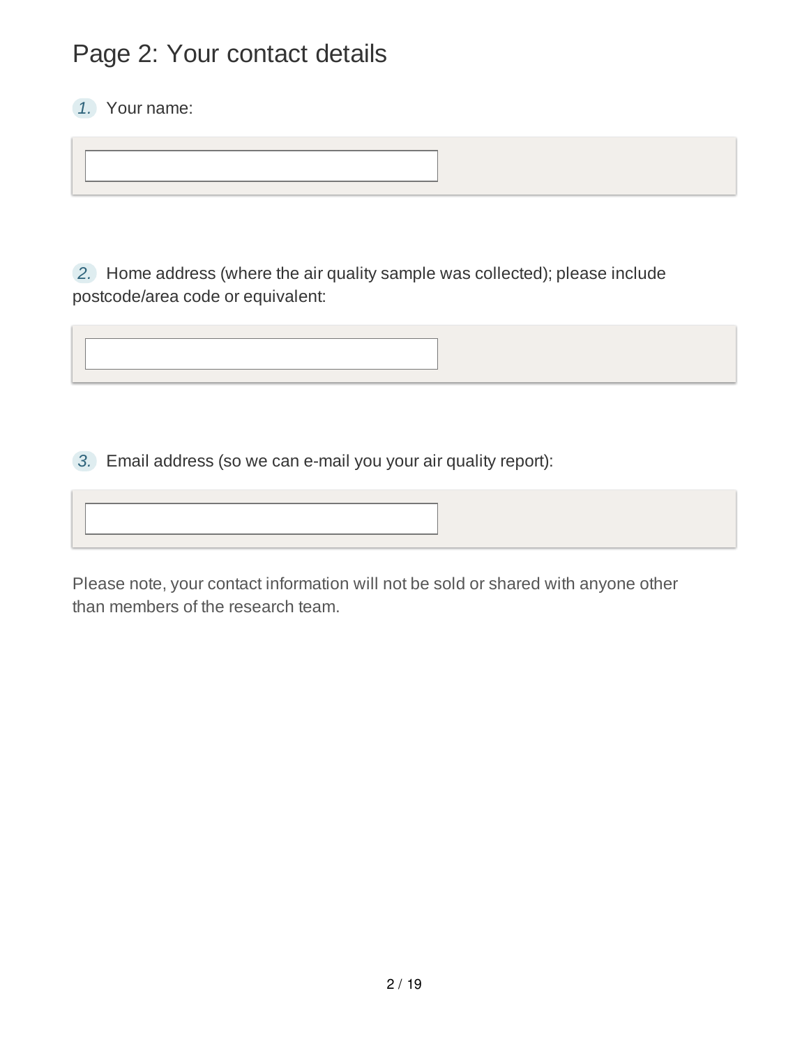# Page 2: Your contact details

1. Your name:

2. Home address (where the air quality sample was collected); please include postcode/area code or equivalent:

3. Email address (so we can e-mail you your air quality report):

Please note, your contact information will not be sold or shared with anyone other than members of the research team.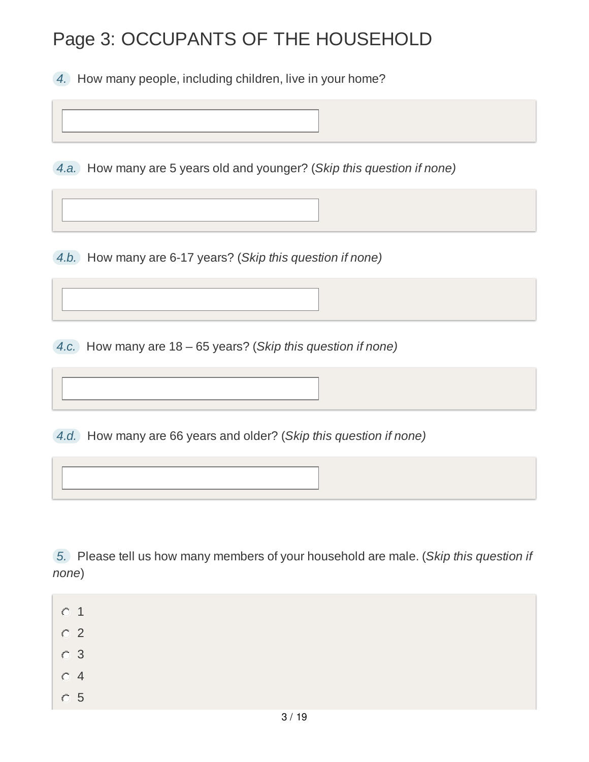# Page 3: OCCUPANTS OF THE HOUSEHOLD

4. How many people, including children, live in your home?

4.a. How many are 5 years old and younger? (*Skip this question if none)*

4.b. How many are 6-17 years? (*Skip this question if none)*

4.c. How many are 18 – 65 years? (*Skip this question if none)*

4.d. How many are 66 years and older? (*Skip this question if none)*

5. Please tell us how many members of your household are male. (*Skip this question if none*)

- 1
- 2
- 3
- 4
- 5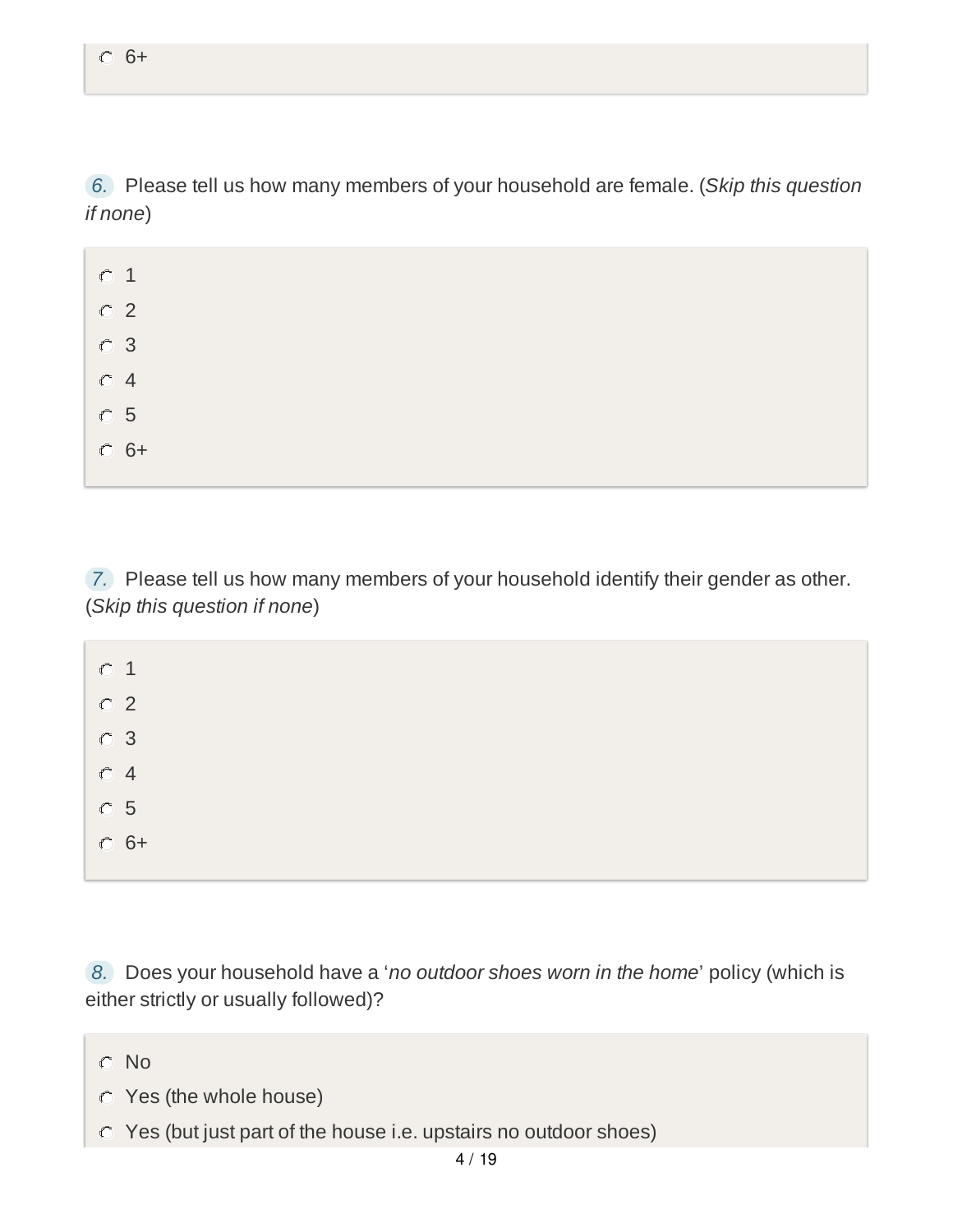- 6+

6. Please tell us how many members of your household are female. (*Skip this question if none*)

- 1
- 2
- 3
- 4
- 5
- 6+

7. Please tell us how many members of your household identify their gender as other. (*Skip this question if none*)

- 1
- 2
- 3
- 4
- 5
- 6+

8. Does your household have a '*no outdoor shoes worn in the home*' policy (which is either strictly or usually followed)?

- No
- Yes (the whole house)
- Yes (but just part of the house i.e. upstairs no outdoor shoes)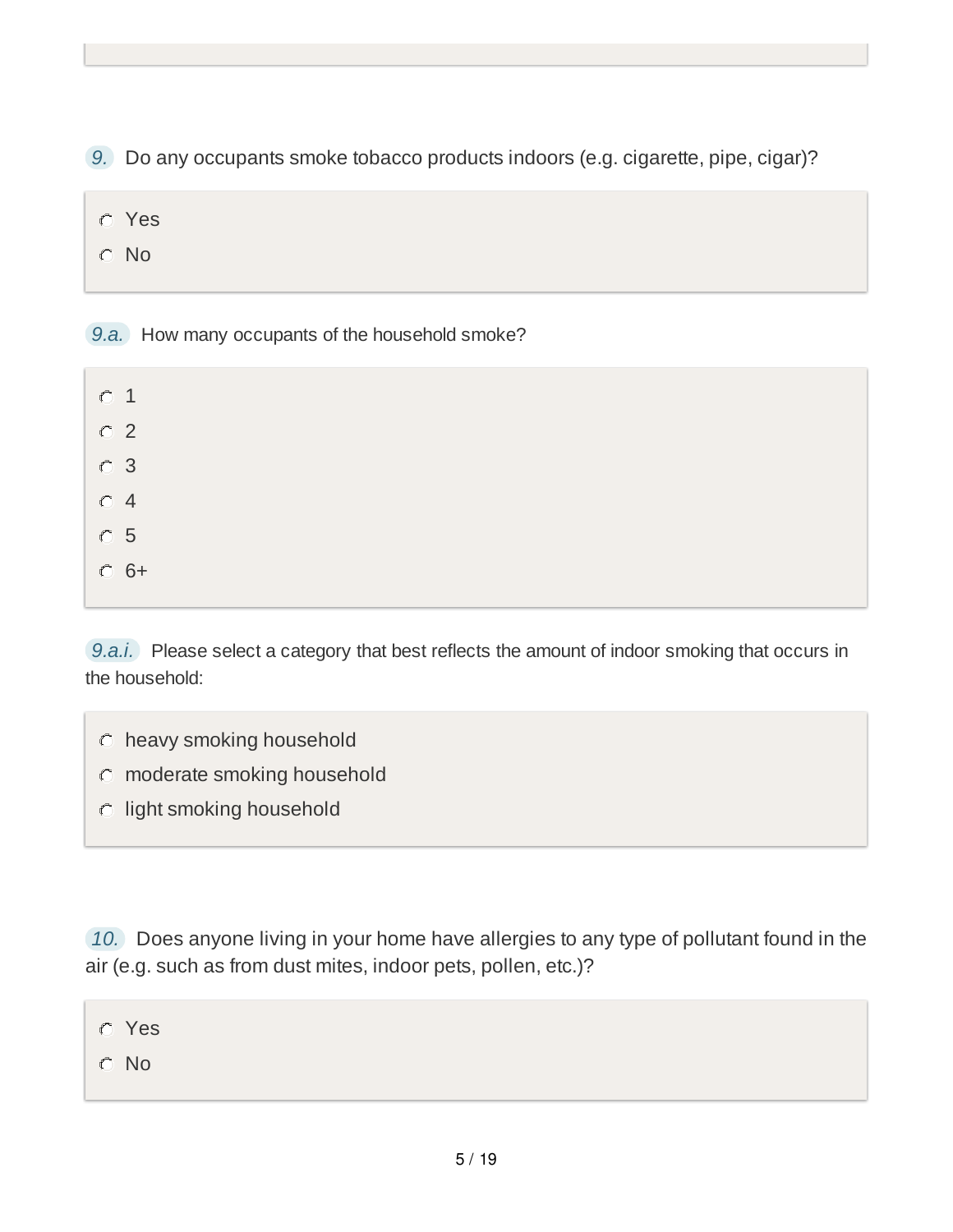9. Do any occupants smoke tobacco products indoors (e.g. cigarette, pipe, cigar)?

- Yes
- No

9.a. How many occupants of the household smoke?

- 1
- 2
- 3
- 4
- 5
- 6+

9.a.i. Please select a category that best reflects the amount of indoor smoking that occurs in the household:

- heavy smoking household
- moderate smoking household
- light smoking household

10. Does anyone living in your home have allergies to any type of pollutant found in the air (e.g. such as from dust mites, indoor pets, pollen, etc.)?

- Yes
- No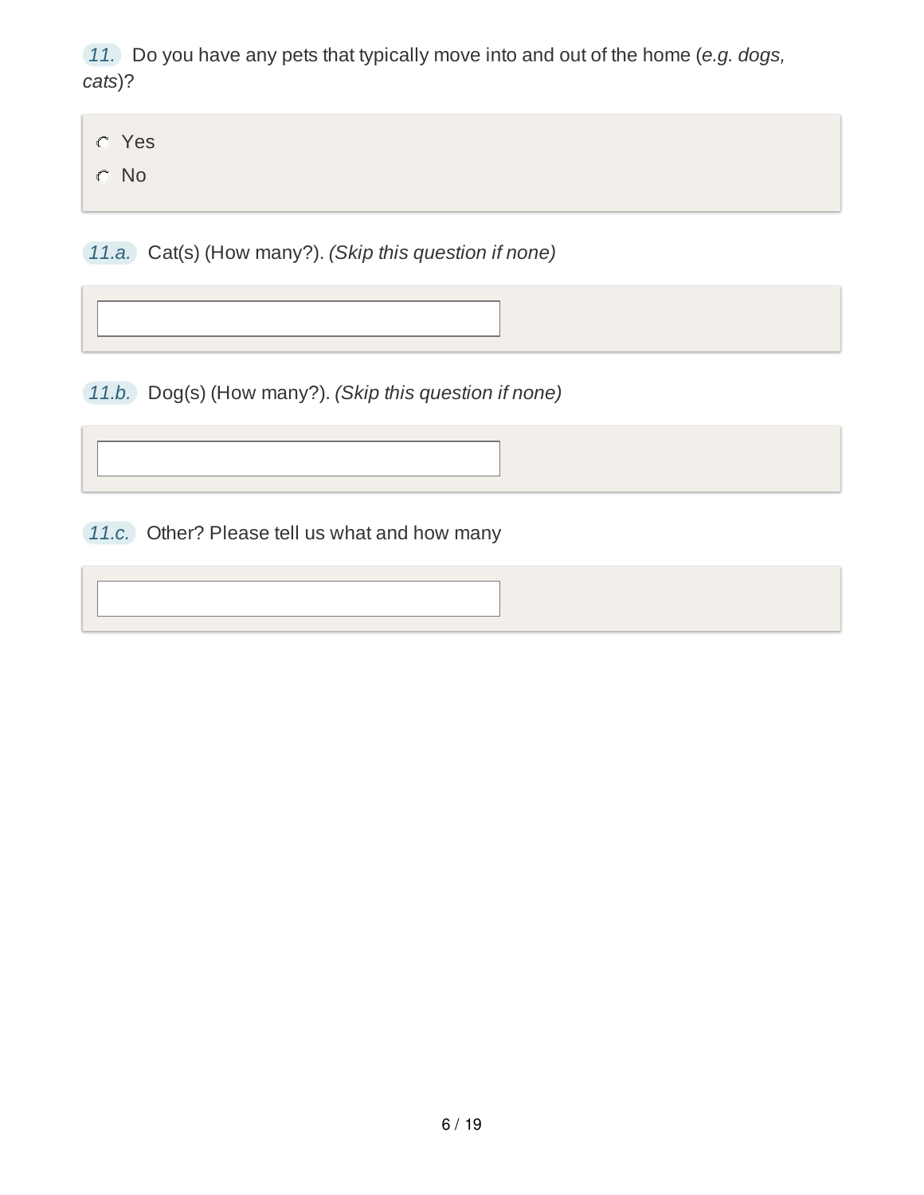11. Do you have any pets that typically move into and out of the home (*e.g. dogs, cats*)?

- ○ Yes
- ○ No

11.a. Cat(s) (How many?). *(Skip this question if none)*

\_\_\_\_\_\_\_\_\_\_\_\_\_\_\_\_\_\_\_\_

11.b. Dog(s) (How many?). *(Skip this question if none)*

\_\_\_\_\_\_\_\_\_\_\_\_\_\_\_\_\_\_\_\_

11.c. Other? Please tell us what and how many

\_\_\_\_\_\_\_\_\_\_\_\_\_\_\_\_\_\_\_\_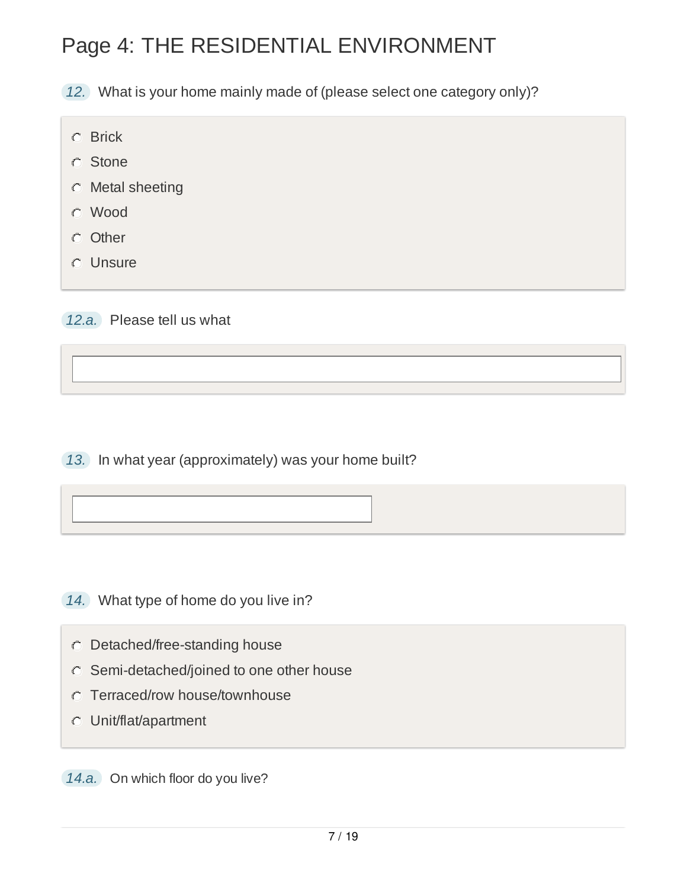# Page 4: THE RESIDENTIAL ENVIRONMENT

12. What is your home mainly made of (please select one category only)?

- Brick
- Stone
- Metal sheeting
- Wood
- Other
- Unsure

12.a. Please tell us what

13. In what year (approximately) was your home built?

14. What type of home do you live in?

- Detached/free-standing house
- Semi-detached/joined to one other house
- Terraced/row house/townhouse
- Unit/flat/apartment

14.a. On which floor do you live?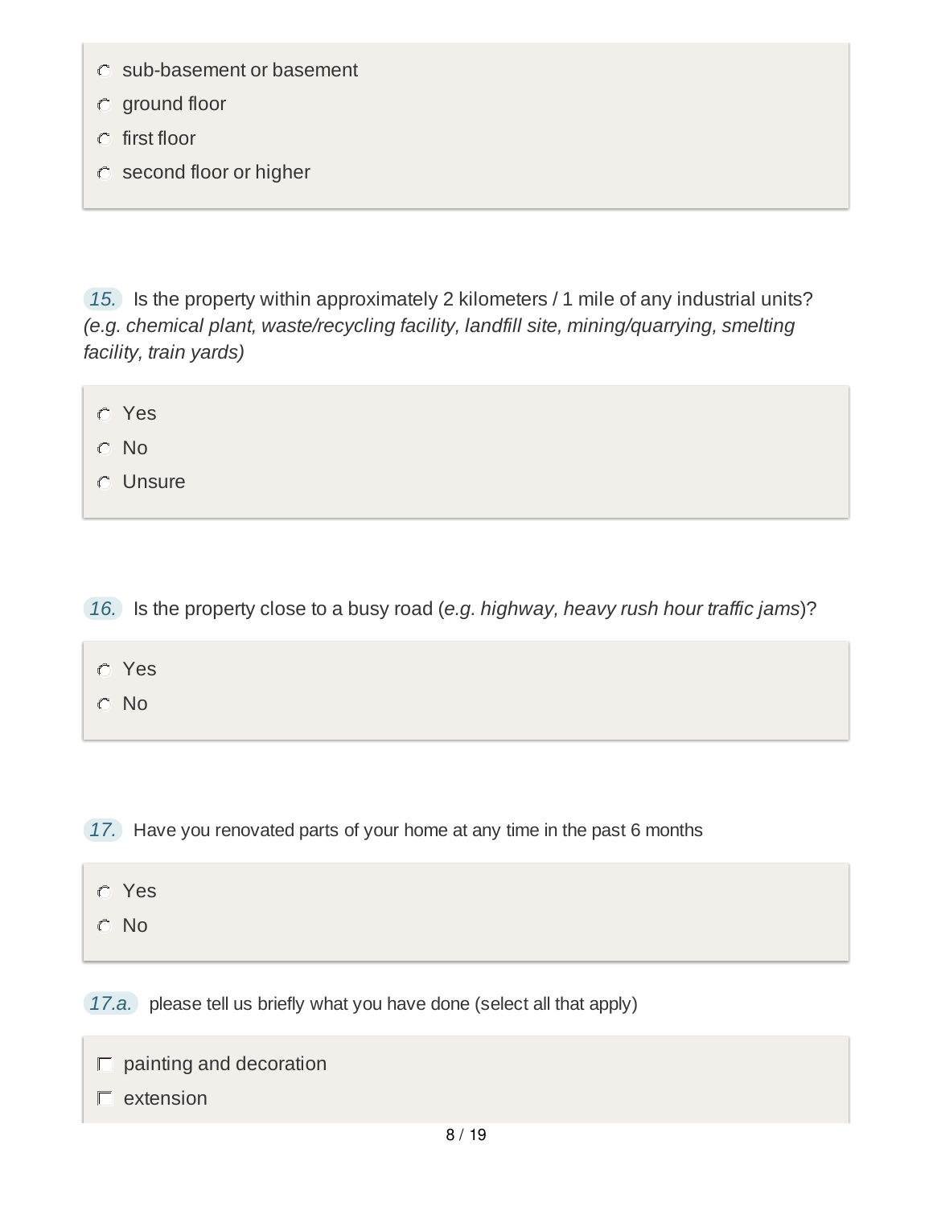- sub-basement or basement
- ground floor
- first floor
- second floor or higher

**15.** Is the property within approximately 2 kilometers / 1 mile of any industrial units? *(e.g. chemical plant, waste/recycling facility, landfill site, mining/quarrying, smelting facility, train yards)*

- Yes
- No
- Unsure

**16.** Is the property close to a busy road (*e.g. highway, heavy rush hour traffic jams*)?

- Yes
- No

**17.** Have you renovated parts of your home at any time in the past 6 months

- Yes
- No

**17.a.** please tell us briefly what you have done (select all that apply)

- [ ] painting and decoration
- [ ] extension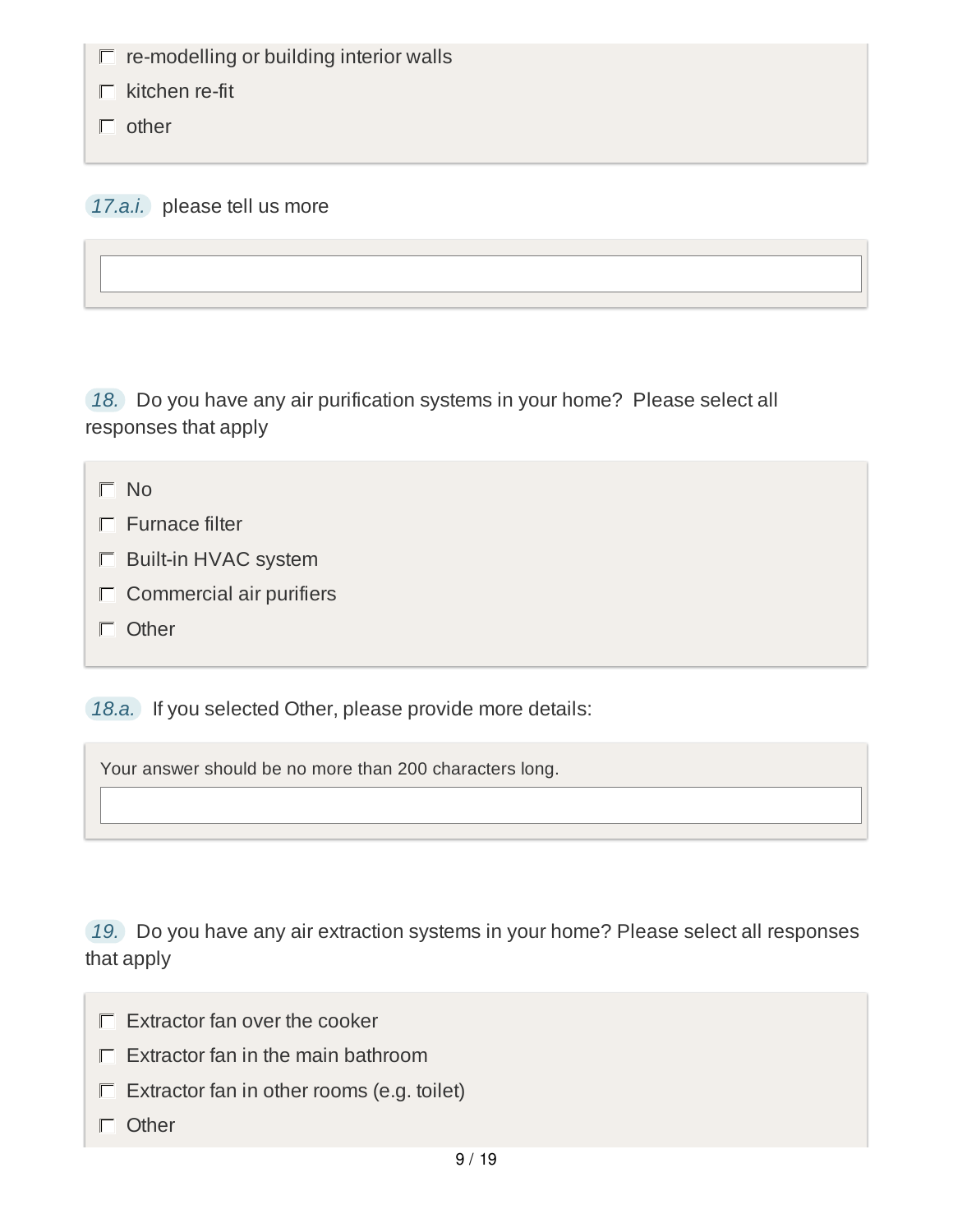- [ ] re-modelling or building interior walls
- [ ] kitchen re-fit
- [ ] other

*17.a.i.* please tell us more

*18.* Do you have any air purification systems in your home? Please select all responses that apply

- [ ] No
- [ ] Furnace filter
- [ ] Built-in HVAC system
- [ ] Commercial air purifiers
- [ ] Other

*18.a.* If you selected Other, please provide more details:

Your answer should be no more than 200 characters long.

*19.* Do you have any air extraction systems in your home? Please select all responses that apply

- [ ] Extractor fan over the cooker
- [ ] Extractor fan in the main bathroom
- [ ] Extractor fan in other rooms (e.g. toilet)
- [ ] Other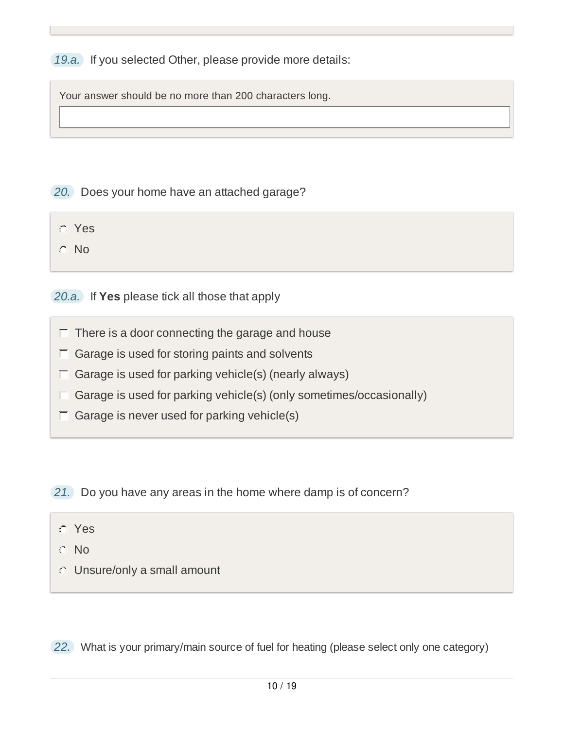*19.a.* If you selected Other, please provide more details:

Your answer should be no more than 200 characters long.

*20.* Does your home have an attached garage?

- ○ Yes
- ○ No

*20.a.* If **Yes** please tick all those that apply

- ☐ There is a door connecting the garage and house
- ☐ Garage is used for storing paints and solvents
- ☐ Garage is used for parking vehicle(s) (nearly always)
- ☐ Garage is used for parking vehicle(s) (only sometimes/occasionally)
- ☐ Garage is never used for parking vehicle(s)

*21.* Do you have any areas in the home where damp is of concern?

- ○ Yes
- ○ No
- ○ Unsure/only a small amount

*22.* What is your primary/main source of fuel for heating (please select only one category)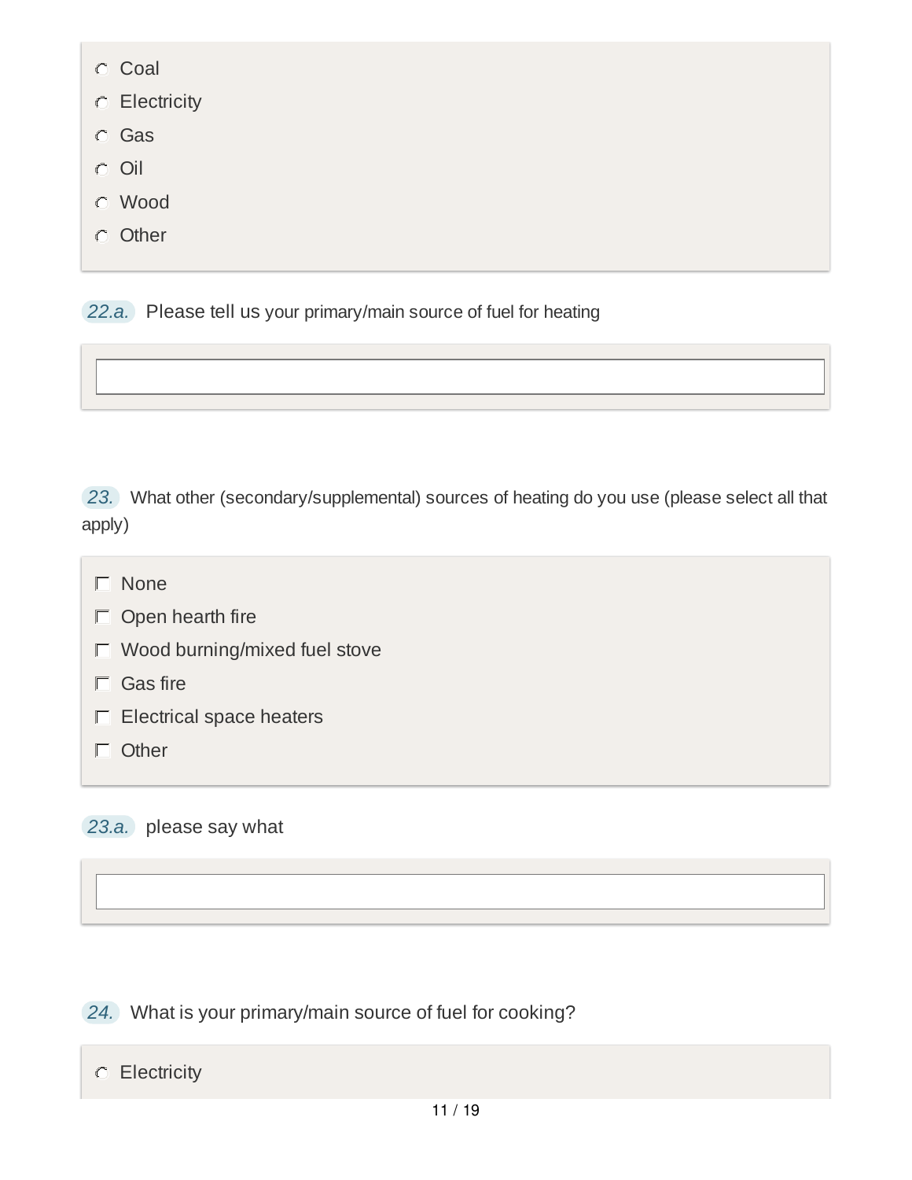- ○ Coal
- ○ Electricity
- ○ Gas
- ○ Oil
- ○ Wood
- ○ Other

22.a. Please tell us your primary/main source of fuel for heating

\_\_\_\_\_\_\_\_\_\_\_\_\_\_\_\_\_\_\_\_

23. What other (secondary/supplemental) sources of heating do you use (please select all that apply)

- ☐ None
- ☐ Open hearth fire
- ☐ Wood burning/mixed fuel stove
- ☐ Gas fire
- ☐ Electrical space heaters
- ☐ Other

23.a. please say what

\_\_\_\_\_\_\_\_\_\_\_\_\_\_\_\_\_\_\_\_

24. What is your primary/main source of fuel for cooking?

- ○ Electricity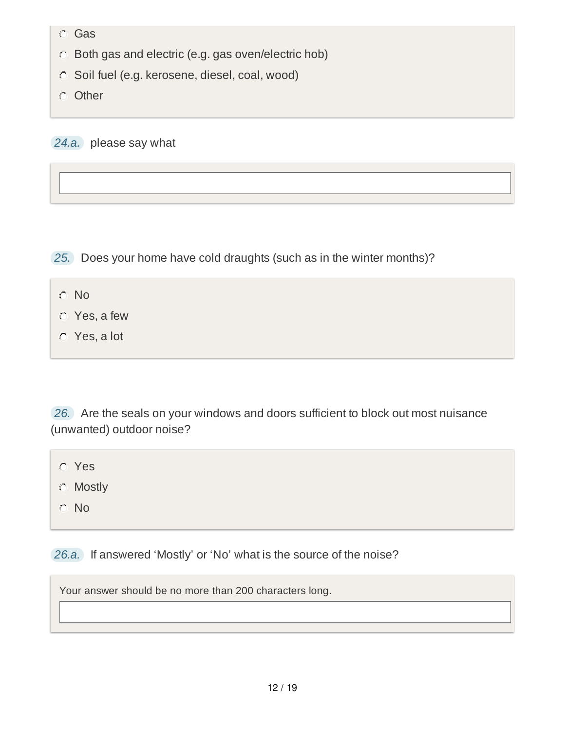- Gas
- Both gas and electric (e.g. gas oven/electric hob)
- Soil fuel (e.g. kerosene, diesel, coal, wood)
- Other

*24.a.* please say what

&nbsp;

*25.* Does your home have cold draughts (such as in the winter months)?

- No
- Yes, a few
- Yes, a lot

*26.* Are the seals on your windows and doors sufficient to block out most nuisance (unwanted) outdoor noise?

- Yes
- Mostly
- No

*26.a.* If answered 'Mostly' or 'No' what is the source of the noise?

Your answer should be no more than 200 characters long.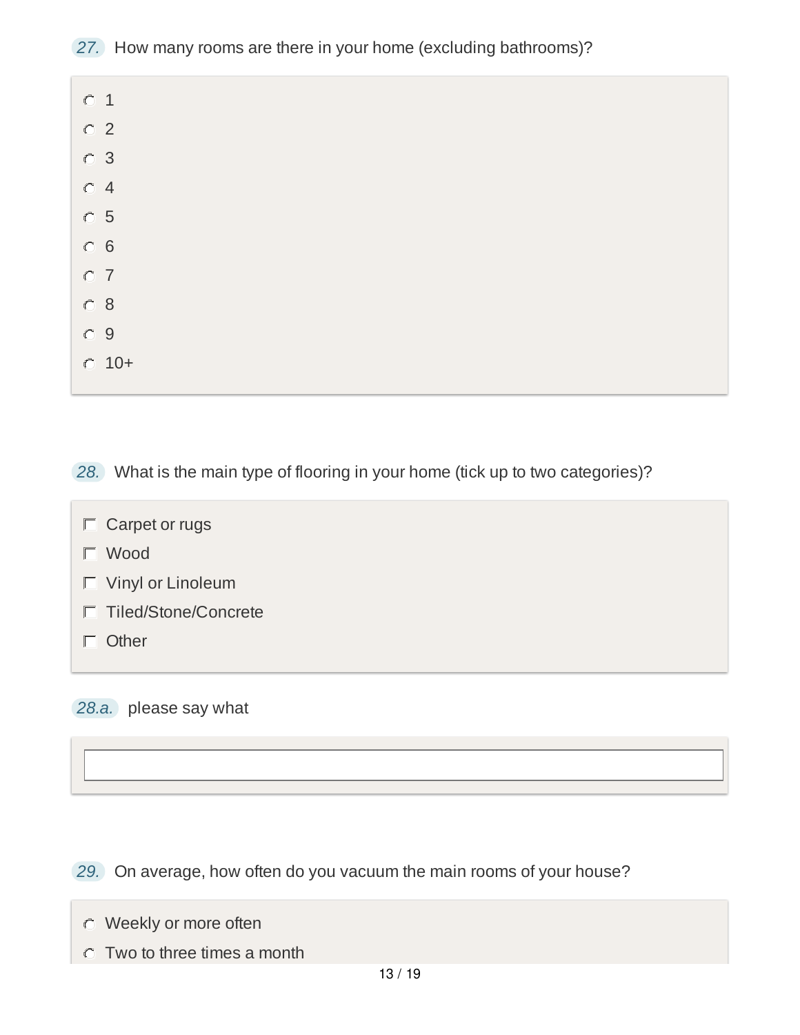27. How many rooms are there in your home (excluding bathrooms)?

- ○ 1
- ○ 2
- ○ 3
- ○ 4
- ○ 5
- ○ 6
- ○ 7
- ○ 8
- ○ 9
- ○ 10+

28. What is the main type of flooring in your home (tick up to two categories)?

- ☐ Carpet or rugs
- ☐ Wood
- ☐ Vinyl or Linoleum
- ☐ Tiled/Stone/Concrete
- ☐ Other

28.a. please say what

______________________________

29. On average, how often do you vacuum the main rooms of your house?

- ○ Weekly or more often
- ○ Two to three times a month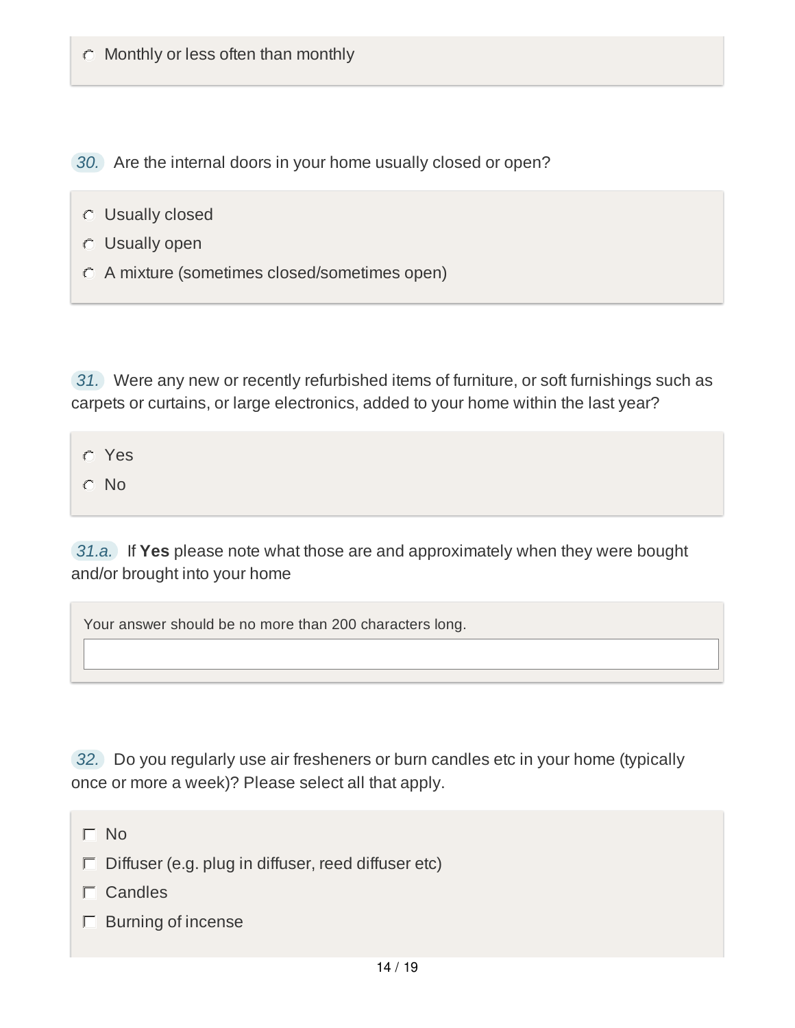- Monthly or less often than monthly

**30.** Are the internal doors in your home usually closed or open?

- Usually closed
- Usually open
- A mixture (sometimes closed/sometimes open)

**31.** Were any new or recently refurbished items of furniture, or soft furnishings such as carpets or curtains, or large electronics, added to your home within the last year?

- Yes
- No

**31.a.** If **Yes** please note what those are and approximately when they were bought and/or brought into your home

Your answer should be no more than 200 characters long.

**32.** Do you regularly use air fresheners or burn candles etc in your home (typically once or more a week)? Please select all that apply.

- No
- Diffuser (e.g. plug in diffuser, reed diffuser etc)
- Candles
- Burning of incense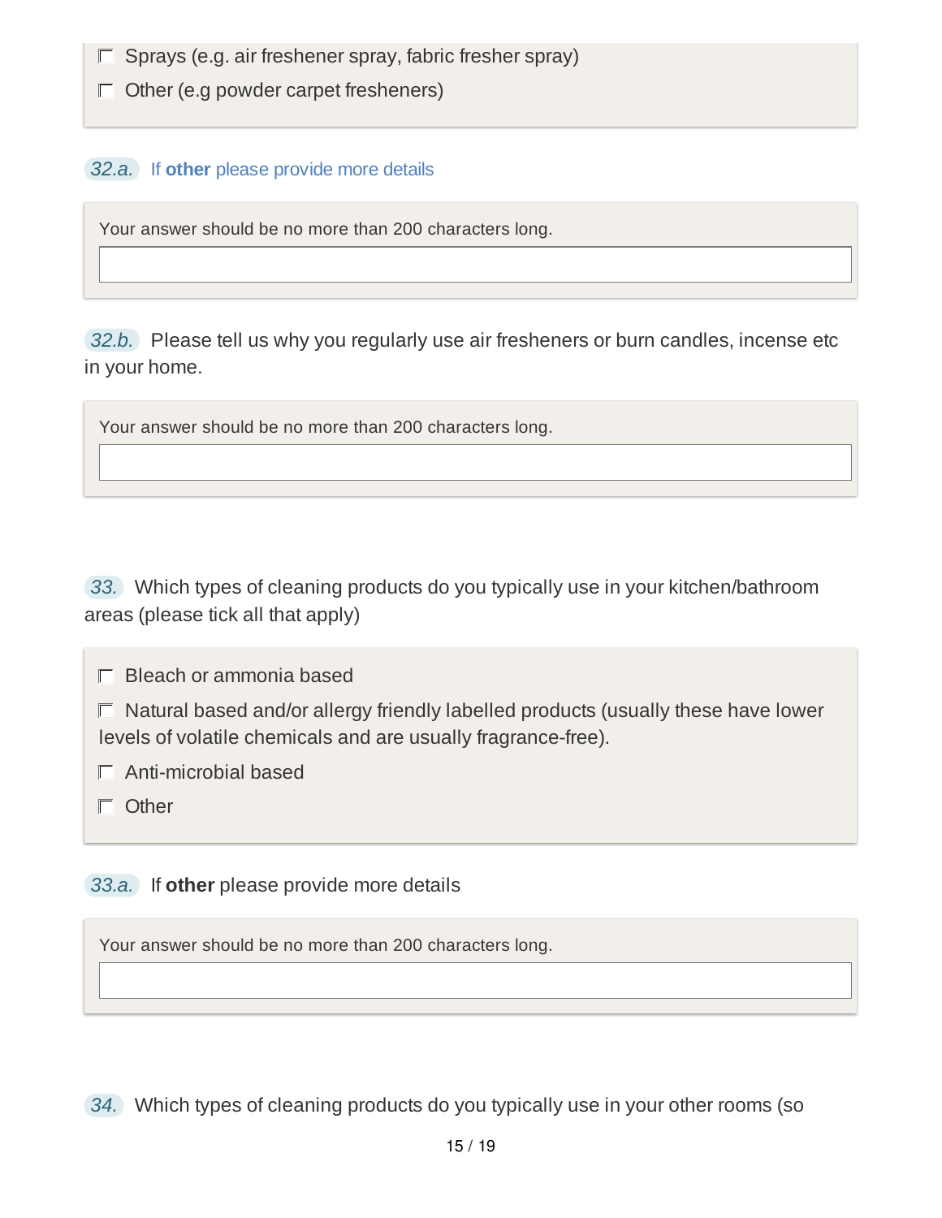- ☐ Sprays (e.g. air freshener spray, fabric fresher spray)
- ☐ Other (e.g powder carpet fresheners)

*32.a.* If **other** please provide more details

Your answer should be no more than 200 characters long.

*32.b.* Please tell us why you regularly use air fresheners or burn candles, incense etc in your home.

Your answer should be no more than 200 characters long.

*33.* Which types of cleaning products do you typically use in your kitchen/bathroom areas (please tick all that apply)

- ☐ Bleach or ammonia based
- ☐ Natural based and/or allergy friendly labelled products (usually these have lower levels of volatile chemicals and are usually fragrance-free).
- ☐ Anti-microbial based
- ☐ Other

*33.a.* If **other** please provide more details

Your answer should be no more than 200 characters long.

*34.* Which types of cleaning products do you typically use in your other rooms (so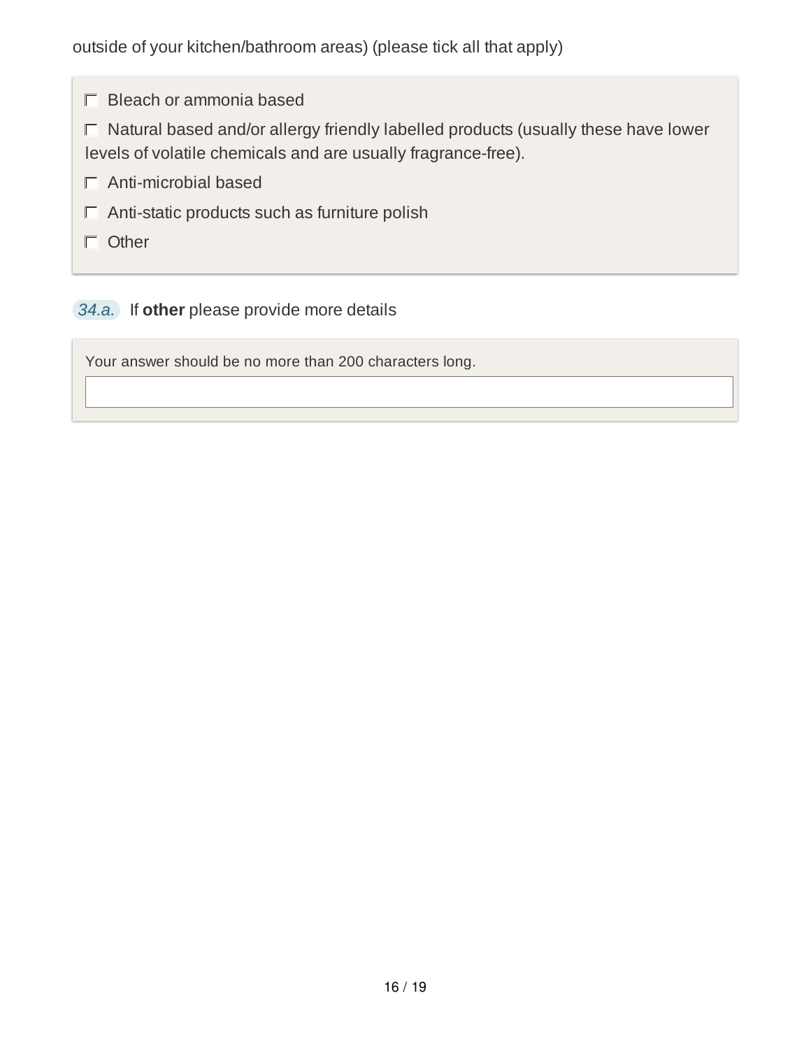outside of your kitchen/bathroom areas) (please tick all that apply)

- ☐ Bleach or ammonia based
- ☐ Natural based and/or allergy friendly labelled products (usually these have lower levels of volatile chemicals and are usually fragrance-free).
- ☐ Anti-microbial based
- ☐ Anti-static products such as furniture polish
- ☐ Other

*34.a.* If **other** please provide more details

Your answer should be no more than 200 characters long.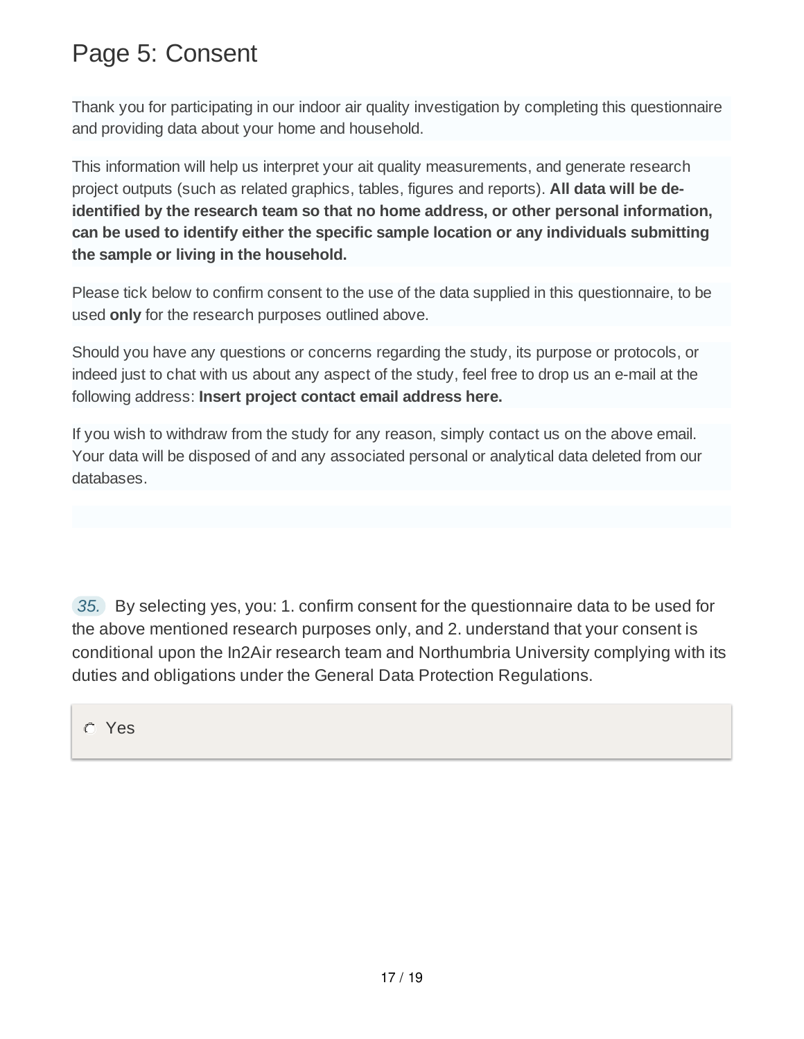# Page 5: Consent

Thank you for participating in our indoor air quality investigation by completing this questionnaire and providing data about your home and household.

This information will help us interpret your ait quality measurements, and generate research project outputs (such as related graphics, tables, figures and reports). **All data will be de-identified by the research team so that no home address, or other personal information, can be used to identify either the specific sample location or any individuals submitting the sample or living in the household.**

Please tick below to confirm consent to the use of the data supplied in this questionnaire, to be used **only** for the research purposes outlined above.

Should you have any questions or concerns regarding the study, its purpose or protocols, or indeed just to chat with us about any aspect of the study, feel free to drop us an e-mail at the following address: **Insert project contact email address here.**

If you wish to withdraw from the study for any reason, simply contact us on the above email. Your data will be disposed of and any associated personal or analytical data deleted from our databases.

*35.* By selecting yes, you: 1. confirm consent for the questionnaire data to be used for the above mentioned research purposes only, and 2. understand that your consent is conditional upon the In2Air research team and Northumbria University complying with its duties and obligations under the General Data Protection Regulations.

- ○ Yes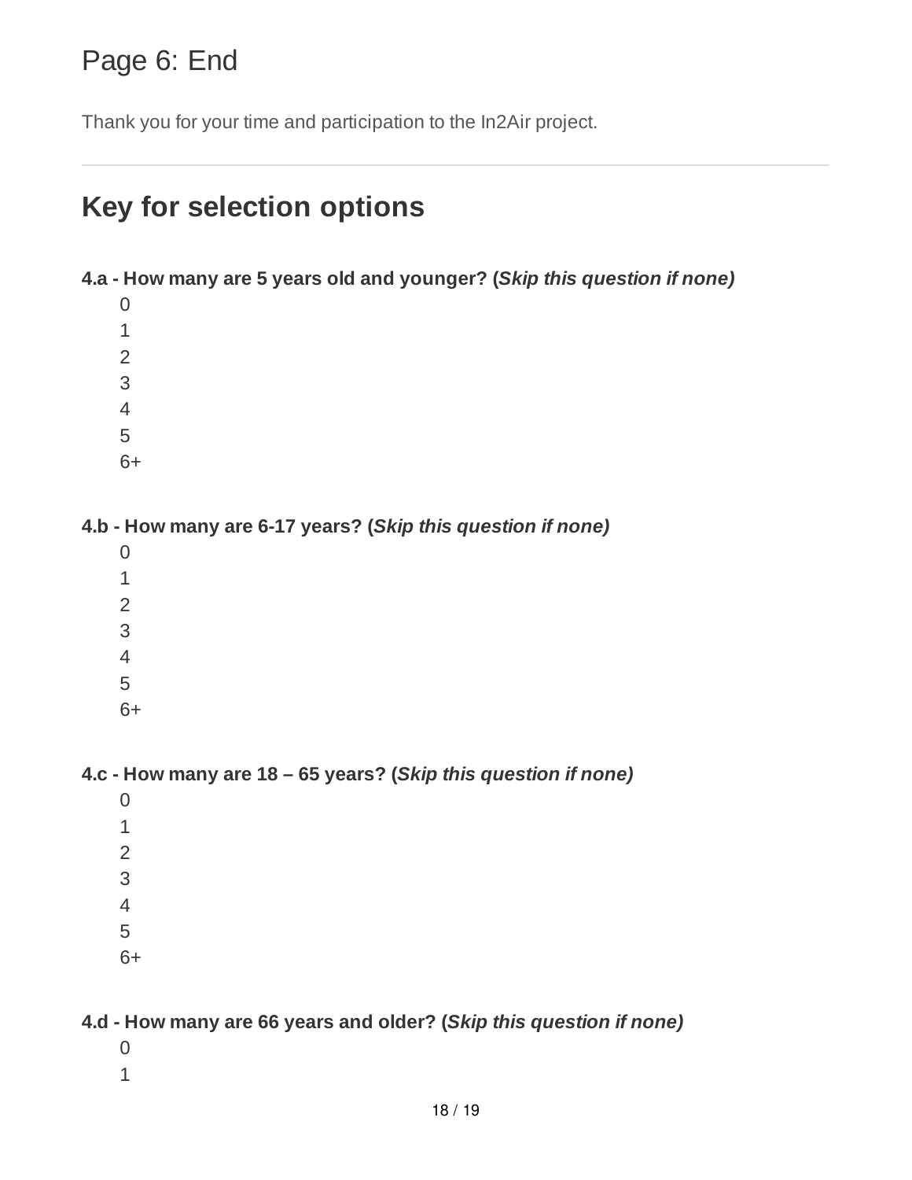# Page 6: End

Thank you for your time and participation to the In2Air project.

---

## Key for selection options

**4.a - How many are 5 years old and younger? (*Skip this question if none)***

- 0
- 1
- 2
- 3
- 4
- 5
- 6+

**4.b - How many are 6-17 years? (*Skip this question if none)***

- 0
- 1
- 2
- 3
- 4
- 5
- 6+

**4.c - How many are 18 – 65 years? (*Skip this question if none)***

- 0
- 1
- 2
- 3
- 4
- 5
- 6+

**4.d - How many are 66 years and older? (*Skip this question if none)***

- 0
- 1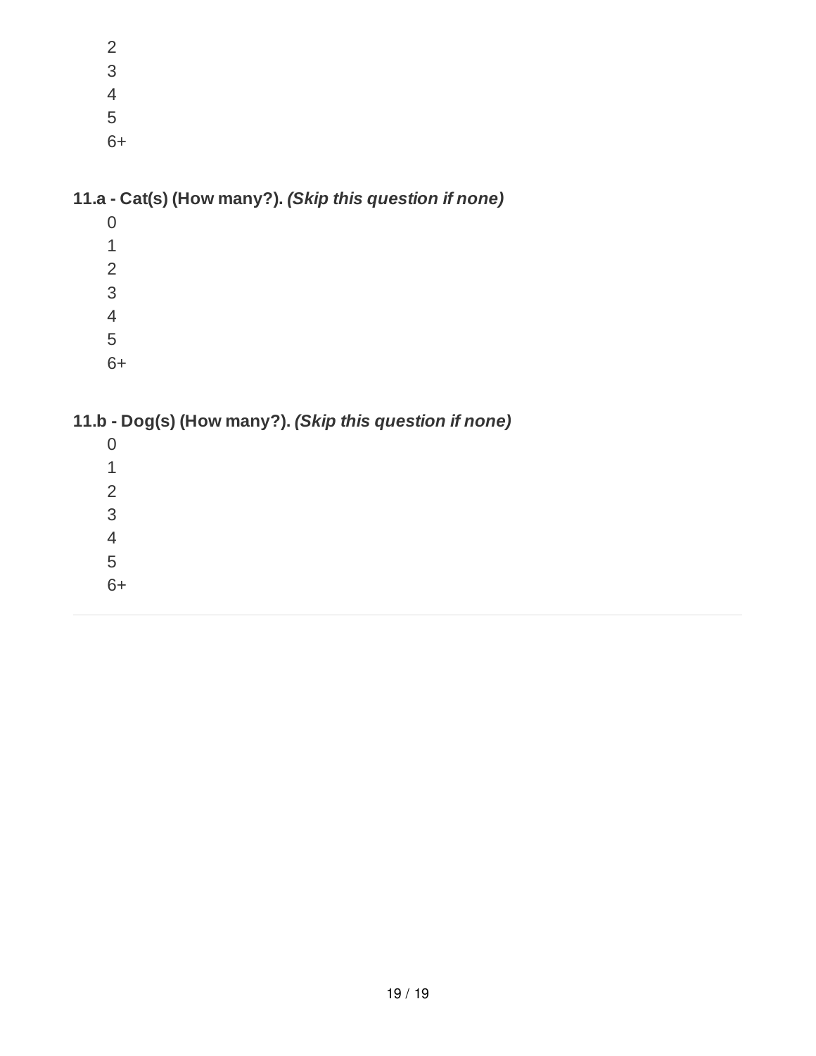2
3
4
5
6+

**11.a - Cat(s) (How many?).** ***(Skip this question if none)***

0
1
2
3
4
5
6+

**11.b - Dog(s) (How many?).** ***(Skip this question if none)***

0
1
2
3
4
5
6+

---